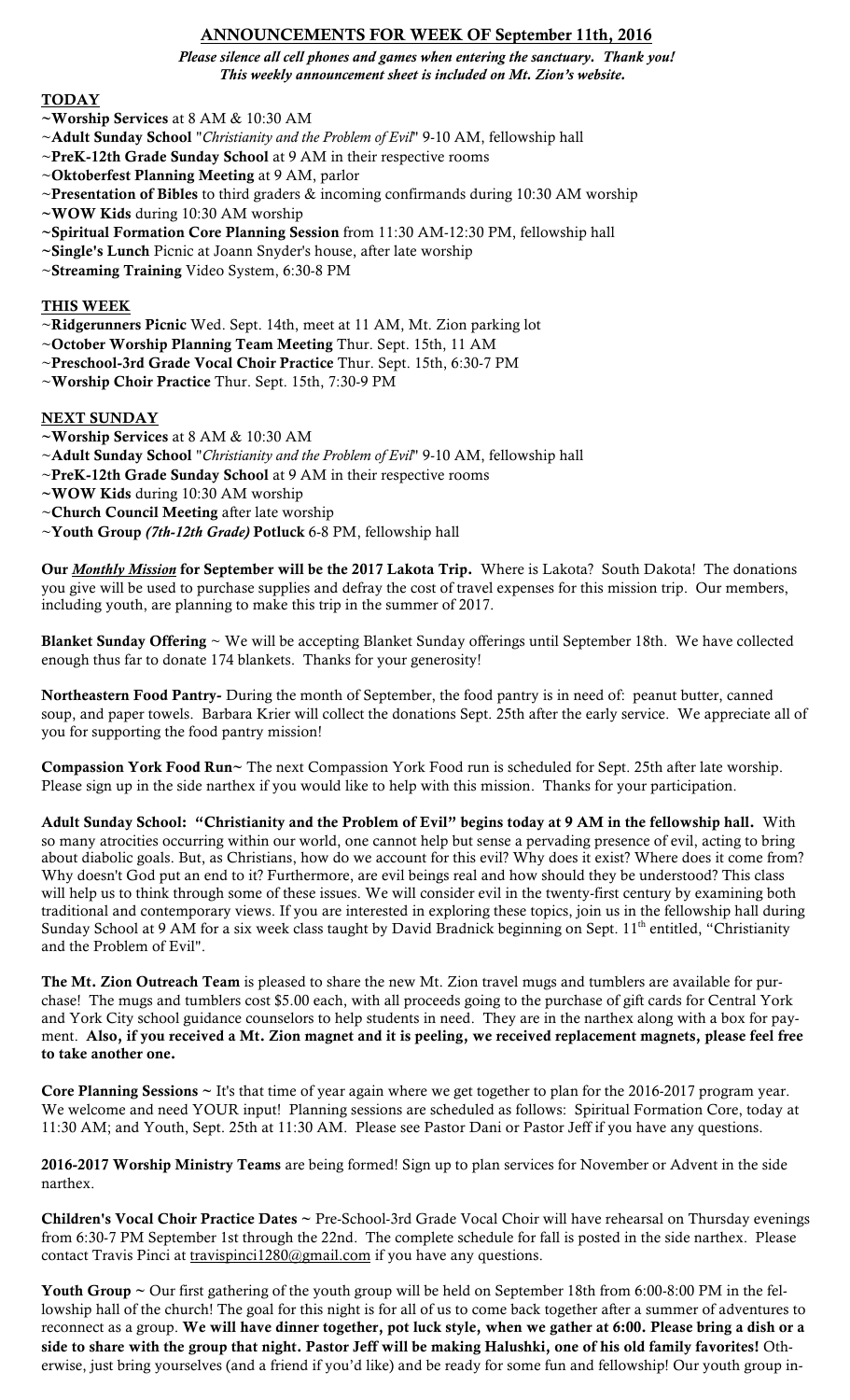# ANNOUNCEMENTS FOR WEEK OF September 11th, 2016

***Please silence all cell phones and games when entering the sanctuary. Thank you!***
***This weekly announcement sheet is included on Mt. Zion's website.***

## TODAY

~**Worship Services** at 8 AM & 10:30 AM
~**Adult Sunday School** "*Christianity and the Problem of Evil*" 9-10 AM, fellowship hall
~**PreK-12th Grade Sunday School** at 9 AM in their respective rooms
~**Oktoberfest Planning Meeting** at 9 AM, parlor
~**Presentation of Bibles** to third graders & incoming confirmands during 10:30 AM worship
~**WOW Kids** during 10:30 AM worship
~**Spiritual Formation Core Planning Session** from 11:30 AM-12:30 PM, fellowship hall
~**Single's Lunch** Picnic at Joann Snyder's house, after late worship
~**Streaming Training** Video System, 6:30-8 PM

## THIS WEEK

~**Ridgerunners Picnic** Wed. Sept. 14th, meet at 11 AM, Mt. Zion parking lot
~**October Worship Planning Team Meeting** Thur. Sept. 15th, 11 AM
~**Preschool-3rd Grade Vocal Choir Practice** Thur. Sept. 15th, 6:30-7 PM
~**Worship Choir Practice** Thur. Sept. 15th, 7:30-9 PM

## NEXT SUNDAY

~**Worship Services** at 8 AM & 10:30 AM
~**Adult Sunday School** "*Christianity and the Problem of Evil*" 9-10 AM, fellowship hall
~**PreK-12th Grade Sunday School** at 9 AM in their respective rooms
~**WOW Kids** during 10:30 AM worship
~**Church Council Meeting** after late worship
~**Youth Group** ***(7th-12th Grade)*** **Potluck** 6-8 PM, fellowship hall

**Our *Monthly Mission* for September will be the 2017 Lakota Trip.** Where is Lakota? South Dakota! The donations you give will be used to purchase supplies and defray the cost of travel expenses for this mission trip. Our members, including youth, are planning to make this trip in the summer of 2017.

**Blanket Sunday Offering** ~ We will be accepting Blanket Sunday offerings until September 18th. We have collected enough thus far to donate 174 blankets. Thanks for your generosity!

**Northeastern Food Pantry-** During the month of September, the food pantry is in need of: peanut butter, canned soup, and paper towels. Barbara Krier will collect the donations Sept. 25th after the early service. We appreciate all of you for supporting the food pantry mission!

**Compassion York Food Run~** The next Compassion York Food run is scheduled for Sept. 25th after late worship. Please sign up in the side narthex if you would like to help with this mission. Thanks for your participation.

**Adult Sunday School: "Christianity and the Problem of Evil" begins today at 9 AM in the fellowship hall.** With so many atrocities occurring within our world, one cannot help but sense a pervading presence of evil, acting to bring about diabolic goals. But, as Christians, how do we account for this evil? Why does it exist? Where does it come from? Why doesn't God put an end to it? Furthermore, are evil beings real and how should they be understood? This class will help us to think through some of these issues. We will consider evil in the twenty-first century by examining both traditional and contemporary views. If you are interested in exploring these topics, join us in the fellowship hall during Sunday School at 9 AM for a six week class taught by David Bradnick beginning on Sept. 11th entitled, "Christianity and the Problem of Evil".

**The Mt. Zion Outreach Team** is pleased to share the new Mt. Zion travel mugs and tumblers are available for purchase! The mugs and tumblers cost $5.00 each, with all proceeds going to the purchase of gift cards for Central York and York City school guidance counselors to help students in need. They are in the narthex along with a box for payment. **Also, if you received a Mt. Zion magnet and it is peeling, we received replacement magnets, please feel free to take another one.**

**Core Planning Sessions ~** It's that time of year again where we get together to plan for the 2016-2017 program year. We welcome and need YOUR input! Planning sessions are scheduled as follows: Spiritual Formation Core, today at 11:30 AM; and Youth, Sept. 25th at 11:30 AM. Please see Pastor Dani or Pastor Jeff if you have any questions.

**2016-2017 Worship Ministry Teams** are being formed! Sign up to plan services for November or Advent in the side narthex.

**Children's Vocal Choir Practice Dates ~** Pre-School-3rd Grade Vocal Choir will have rehearsal on Thursday evenings from 6:30-7 PM September 1st through the 22nd. The complete schedule for fall is posted in the side narthex. Please contact Travis Pinci at travispinci1280@gmail.com if you have any questions.

**Youth Group ~** Our first gathering of the youth group will be held on September 18th from 6:00-8:00 PM in the fellowship hall of the church! The goal for this night is for all of us to come back together after a summer of adventures to reconnect as a group. **We will have dinner together, pot luck style, when we gather at 6:00. Please bring a dish or a side to share with the group that night. Pastor Jeff will be making Halushki, one of his old family favorites!** Otherwise, just bring yourselves (and a friend if you'd like) and be ready for some fun and fellowship! Our youth group in-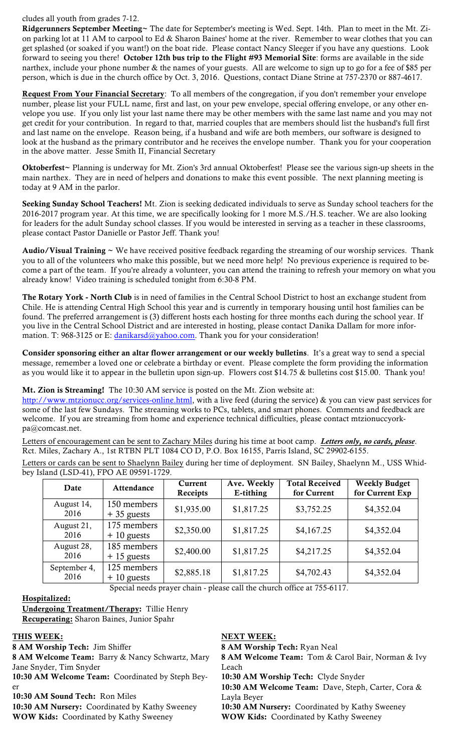cludes all youth from grades 7-12.

**Ridgerunners September Meeting~** The date for September's meeting is Wed. Sept. 14th. Plan to meet in the Mt. Zion parking lot at 11 AM to carpool to Ed & Sharon Baines' home at the river. Remember to wear clothes that you can get splashed (or soaked if you want!) on the boat ride. Please contact Nancy Sleeger if you have any questions. Look forward to seeing you there! **October 12th bus trip to the Flight #93 Memorial Site**: forms are available in the side narthex, include your phone number & the names of your guests. All are welcome to sign up to go for a fee of $85 per person, which is due in the church office by Oct. 3, 2016. Questions, contact Diane Strine at 757-2370 or 887-4617.

**Request From Your Financial Secretary**: To all members of the congregation, if you don't remember your envelope number, please list your FULL name, first and last, on your pew envelope, special offering envelope, or any other envelope you use. If you only list your last name there may be other members with the same last name and you may not get credit for your contribution. In regard to that, married couples that are members should list the husband's full first and last name on the envelope. Reason being, if a husband and wife are both members, our software is designed to look at the husband as the primary contributor and he receives the envelope number. Thank you for your cooperation in the above matter. Jesse Smith II, Financial Secretary

**Oktoberfest~** Planning is underway for Mt. Zion's 3rd annual Oktoberfest! Please see the various sign-up sheets in the main narthex. They are in need of helpers and donations to make this event possible. The next planning meeting is today at 9 AM in the parlor.

**Seeking Sunday School Teachers!** Mt. Zion is seeking dedicated individuals to serve as Sunday school teachers for the 2016-2017 program year. At this time, we are specifically looking for 1 more M.S./H.S. teacher. We are also looking for leaders for the adult Sunday school classes. If you would be interested in serving as a teacher in these classrooms, please contact Pastor Danielle or Pastor Jeff. Thank you!

**Audio/Visual Training ~** We have received positive feedback regarding the streaming of our worship services. Thank you to all of the volunteers who make this possible, but we need more help! No previous experience is required to become a part of the team. If you're already a volunteer, you can attend the training to refresh your memory on what you already know! Video training is scheduled tonight from 6:30-8 PM.

**The Rotary York - North Club** is in need of families in the Central School District to host an exchange student from Chile. He is attending Central High School this year and is currently in temporary housing until host families can be found. The preferred arrangement is (3) different hosts each hosting for three months each during the school year. If you live in the Central School District and are interested in hosting, please contact Danika Dallam for more information. T: 968-3125 or E: danikarsd@yahoo.com. Thank you for your consideration!

**Consider sponsoring either an altar flower arrangement or our weekly bulletins**. It's a great way to send a special message, remember a loved one or celebrate a birthday or event. Please complete the form providing the information as you would like it to appear in the bulletin upon sign-up. Flowers cost $14.75 & bulletins cost $15.00. Thank you!

**Mt. Zion is Streaming!** The 10:30 AM service is posted on the Mt. Zion website at: http://www.mtzionucc.org/services-online.html, with a live feed (during the service) & you can view past services for some of the last few Sundays. The streaming works to PCs, tablets, and smart phones. Comments and feedback are welcome. If you are streaming from home and experience technical difficulties, please contact mtzionuccyork-pa@comcast.net.

Letters of encouragement can be sent to Zachary Miles during his time at boot camp. ***Letters only, no cards, please***. Rct. Miles, Zachary A., 1st RTBN PLT 1084 CO D, P.O. Box 16155, Parris Island, SC 29902-6155.

Letters or cards can be sent to Shaelynn Bailey during her time of deployment. SN Bailey, Shaelynn M., USS Whidbey Island (LSD-41), FPO AE 09591-1729.

| Date | Attendance | Current Receipts | Ave. Weekly E-tithing | Total Received for Current | Weekly Budget for Current Exp |
|---|---|---|---|---|---|
| August 14, 2016 | 150 members + 35 guests | $1,935.00 | $1,817.25 | $3,752.25 | $4,352.04 |
| August 21, 2016 | 175 members + 10 guests | $2,350.00 | $1,817.25 | $4,167.25 | $4,352.04 |
| August 28, 2016 | 185 members + 15 guests | $2,400.00 | $1,817.25 | $4,217.25 | $4,352.04 |
| September 4, 2016 | 125 members + 10 guests | $2,885.18 | $1,817.25 | $4,702.43 | $4,352.04 |

Special needs prayer chain - please call the church office at 755-6117.

**Hospitalized:**

**Undergoing Treatment/Therapy:** Tillie Henry

**Recuperating:** Sharon Baines, Junior Spahr

**THIS WEEK:**

**8 AM Worship Tech:** Jim Shiffer

**8 AM Welcome Team:** Barry & Nancy Schwartz, Mary Jane Snyder, Tim Snyder

**10:30 AM Welcome Team:** Coordinated by Steph Beyer

**10:30 AM Sound Tech:** Ron Miles

**10:30 AM Nursery:** Coordinated by Kathy Sweeney

**WOW Kids:** Coordinated by Kathy Sweeney

**NEXT WEEK:**

**8 AM Worship Tech:** Ryan Neal

**8 AM Welcome Team:** Tom & Carol Bair, Norman & Ivy Leach

**10:30 AM Worship Tech:** Clyde Snyder

**10:30 AM Welcome Team:** Dave, Steph, Carter, Cora & Layla Beyer

**10:30 AM Nursery:** Coordinated by Kathy Sweeney

**WOW Kids:** Coordinated by Kathy Sweeney